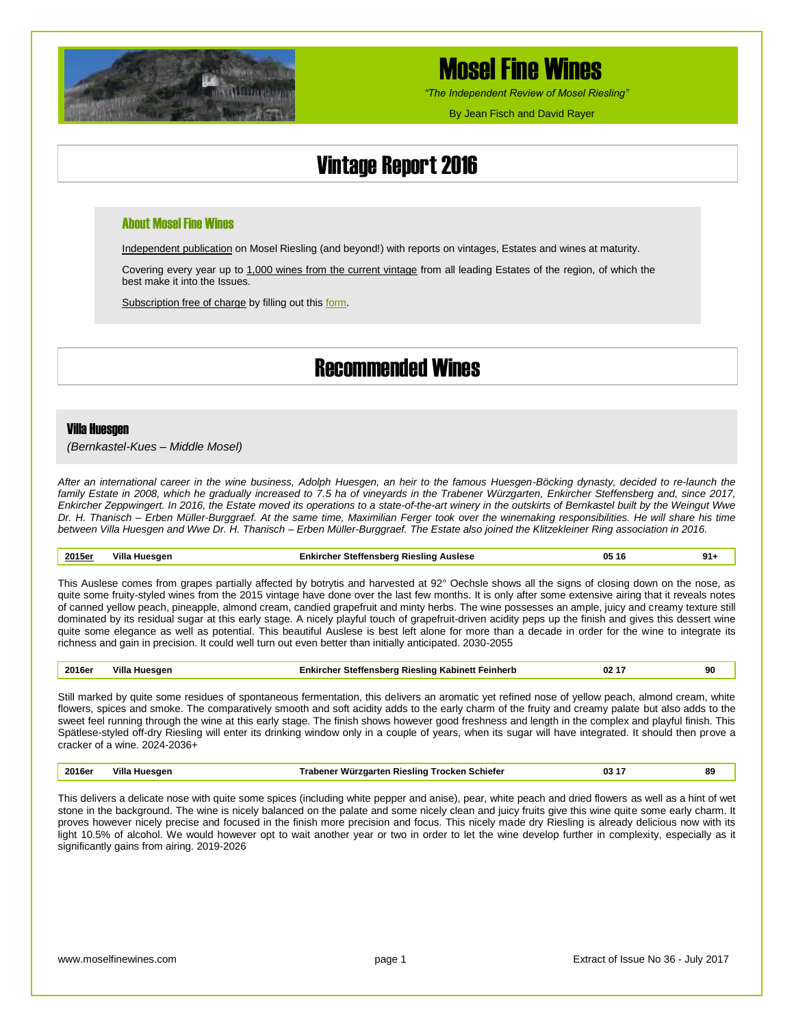# Mosel Fine Wines

*"The Independent Review of Mosel Riesling"*

By Jean Fisch and David Rayer

# Vintage Report 2016

### About Mosel Fine Wines

Independent publication on Mosel Riesling (and beyond!) with reports on vintages, Estates and wines at maturity.

Covering every year up to 1,000 wines from the current vintage from all leading Estates of the region, of which the best make it into the Issues.

Subscription free of charge by filling out this form.

# Recommended Wines

### Villa Huesgen

*(Bernkastel-Kues – Middle Mosel)*

*After an international career in the wine business, Adolph Huesgen, an heir to the famous Huesgen-Böcking dynasty, decided to re-launch the family Estate in 2008, which he gradually increased to 7.5 ha of vineyards in the Trabener Würzgarten, Enkircher Steffensberg and, since 2017, Enkircher Zeppwingert. In 2016, the Estate moved its operations to a state-of-the-art winery in the outskirts of Bernkastel built by the Weingut Wwe Dr. H. Thanisch – Erben Müller-Burggraef. At the same time, Maximilian Ferger took over the winemaking responsibilities. He will share his time between Villa Huesgen and Wwe Dr. H. Thanisch – Erben Müller-Burggraef. The Estate also joined the Klitzekleiner Ring association in 2016.*

| 2015er | Villa Huesgen | Enkircher Steffensberg Riesling Auslese | 05 16 | 91+ |
|---|---|---|---|---|

This Auslese comes from grapes partially affected by botrytis and harvested at 92° Oechsle shows all the signs of closing down on the nose, as quite some fruity-styled wines from the 2015 vintage have done over the last few months. It is only after some extensive airing that it reveals notes of canned yellow peach, pineapple, almond cream, candied grapefruit and minty herbs. The wine possesses an ample, juicy and creamy texture still dominated by its residual sugar at this early stage. A nicely playful touch of grapefruit-driven acidity peps up the finish and gives this dessert wine quite some elegance as well as potential. This beautiful Auslese is best left alone for more than a decade in order for the wine to integrate its richness and gain in precision. It could well turn out even better than initially anticipated. 2030-2055

| 2016er | Villa Huesgen | Enkircher Steffensberg Riesling Kabinett Feinherb | 02 17 | 90 |
|---|---|---|---|---|

Still marked by quite some residues of spontaneous fermentation, this delivers an aromatic yet refined nose of yellow peach, almond cream, white flowers, spices and smoke. The comparatively smooth and soft acidity adds to the early charm of the fruity and creamy palate but also adds to the sweet feel running through the wine at this early stage. The finish shows however good freshness and length in the complex and playful finish. This Spätlese-styled off-dry Riesling will enter its drinking window only in a couple of years, when its sugar will have integrated. It should then prove a cracker of a wine. 2024-2036+

| 2016er | Villa Huesgen | Trabener Würzgarten Riesling Trocken Schiefer | 03 17 | 89 |
|---|---|---|---|---|

This delivers a delicate nose with quite some spices (including white pepper and anise), pear, white peach and dried flowers as well as a hint of wet stone in the background. The wine is nicely balanced on the palate and some nicely clean and juicy fruits give this wine quite some early charm. It proves however nicely precise and focused in the finish more precision and focus. This nicely made dry Riesling is already delicious now with its light 10.5% of alcohol. We would however opt to wait another year or two in order to let the wine develop further in complexity, especially as it significantly gains from airing. 2019-2026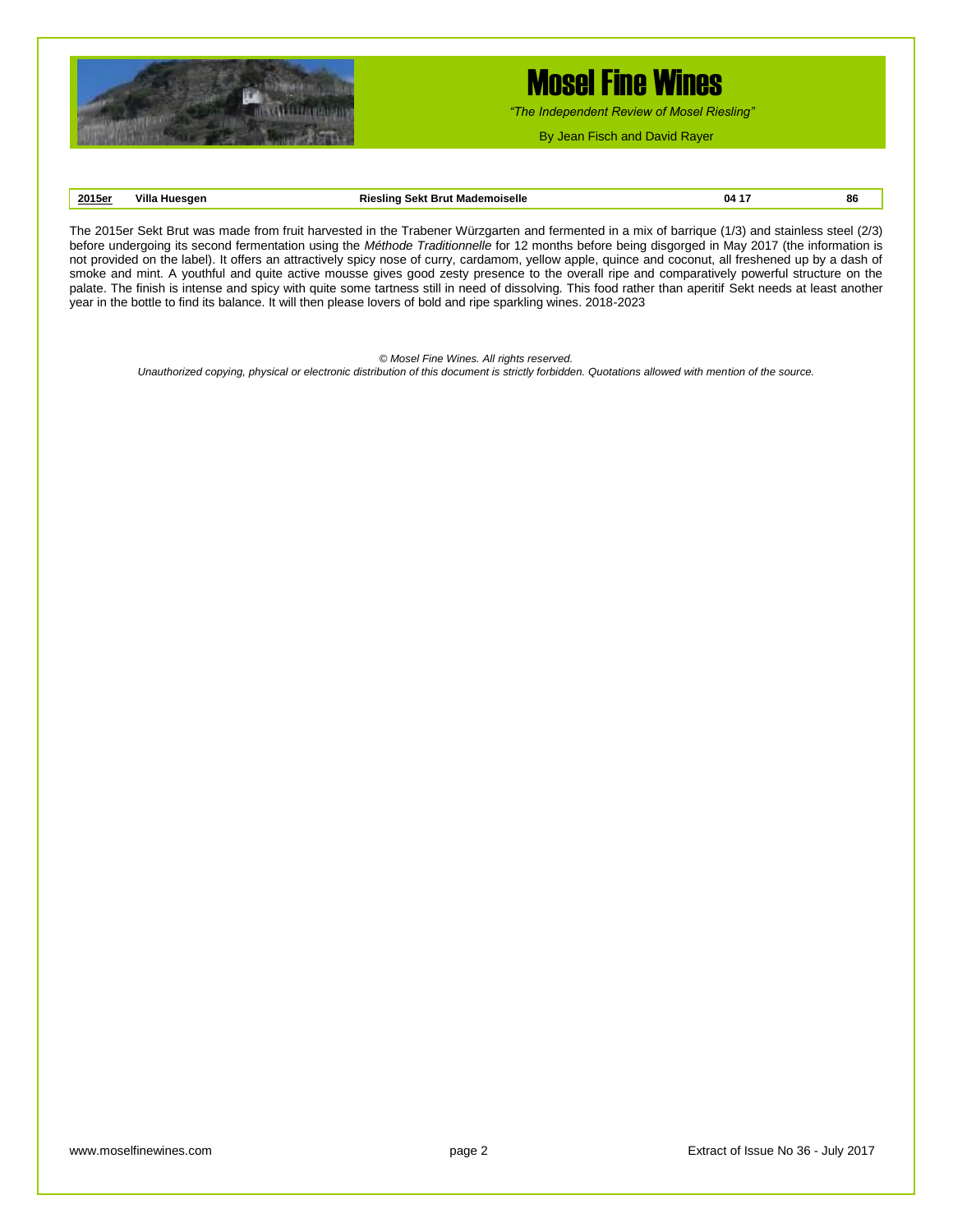# Mosel Fine Wines

*"The Independent Review of Mosel Riesling"*

By Jean Fisch and David Rayer

| | | | | |
|---|---|---|---|---|
| **2015er** | **Villa Huesgen** | **Riesling Sekt Brut Mademoiselle** | **04 17** | **86** |

The 2015er Sekt Brut was made from fruit harvested in the Trabener Würzgarten and fermented in a mix of barrique (1/3) and stainless steel (2/3) before undergoing its second fermentation using the *Méthode Traditionnelle* for 12 months before being disgorged in May 2017 (the information is not provided on the label). It offers an attractively spicy nose of curry, cardamom, yellow apple, quince and coconut, all freshened up by a dash of smoke and mint. A youthful and quite active mousse gives good zesty presence to the overall ripe and comparatively powerful structure on the palate. The finish is intense and spicy with quite some tartness still in need of dissolving. This food rather than aperitif Sekt needs at least another year in the bottle to find its balance. It will then please lovers of bold and ripe sparkling wines. 2018-2023

*© Mosel Fine Wines. All rights reserved.*

*Unauthorized copying, physical or electronic distribution of this document is strictly forbidden. Quotations allowed with mention of the source.*